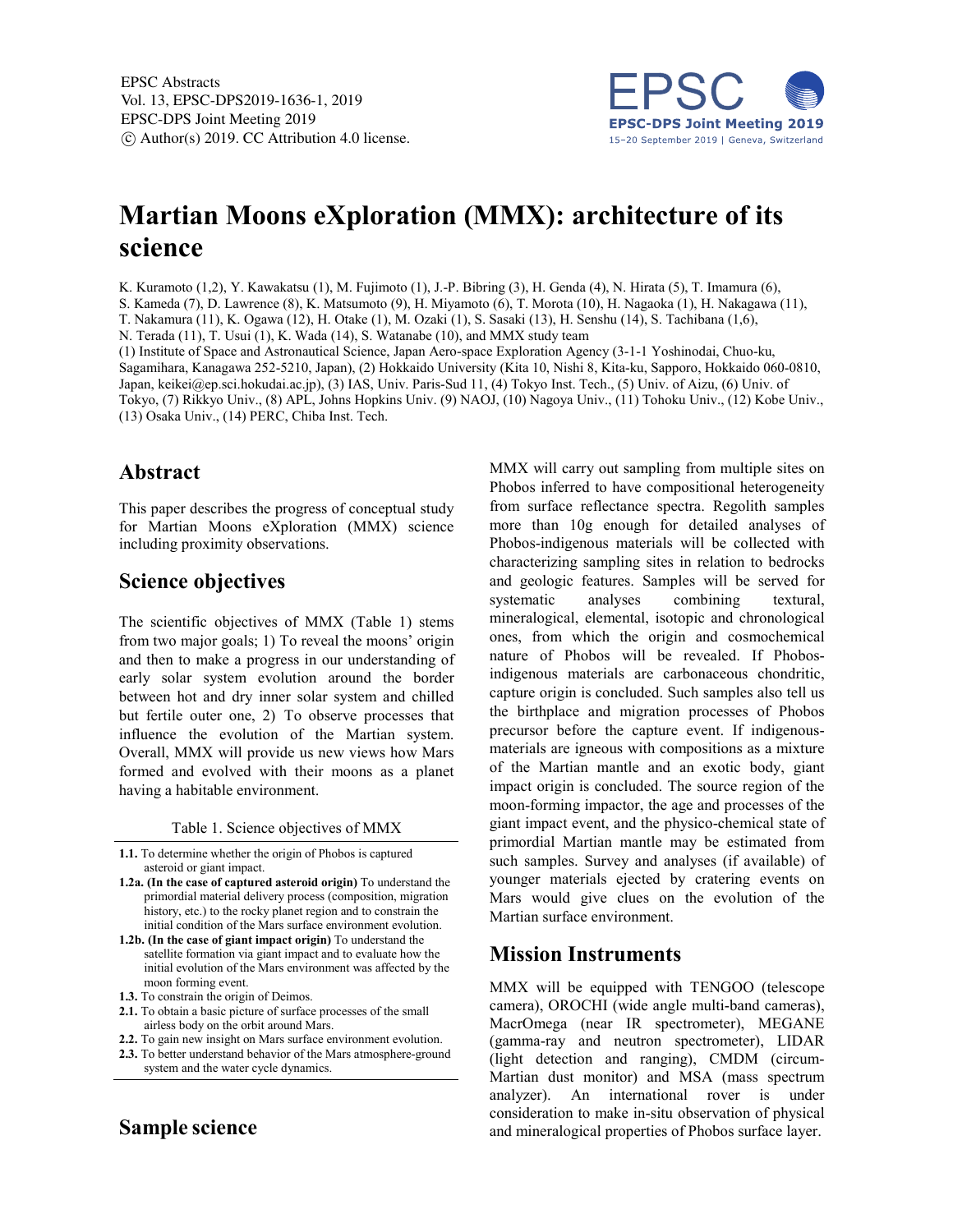# Martian Moons eXploration (MMX): architecture of its science

K. Kuramoto (1,2), Y. Kawakatsu (1), M. Fujimoto (1), J.-P. Bibring (3), H. Genda (4), N. Hirata (5), T. Imamura (6), S. Kameda (7), D. Lawrence (8), K. Matsumoto (9), H. Miyamoto (6), T. Morota (10), H. Nagaoka (1), H. Nakagawa (11), T. Nakamura (11), K. Ogawa (12), H. Otake (1), M. Ozaki (1), S. Sasaki (13), H. Senshu (14), S. Tachibana (1,6), N. Terada (11), T. Usui (1), K. Wada (14), S. Watanabe (10), and MMX study team

(1) Institute of Space and Astronautical Science, Japan Aero-space Exploration Agency (3-1-1 Yoshinodai, Chuo-ku, Sagamihara, Kanagawa 252-5210, Japan), (2) Hokkaido University (Kita 10, Nishi 8, Kita-ku, Sapporo, Hokkaido 060-0810, Japan, keikei@ep.sci.hokudai.ac.jp), (3) IAS, Univ. Paris-Sud 11, (4) Tokyo Inst. Tech., (5) Univ. of Aizu, (6) Univ. of Tokyo, (7) Rikkyo Univ., (8) APL, Johns Hopkins Univ. (9) NAOJ, (10) Nagoya Univ., (11) Tohoku Univ., (12) Kobe Univ., (13) Osaka Univ., (14) PERC, Chiba Inst. Tech.

## Abstract

This paper describes the progress of conceptual study for Martian Moons eXploration (MMX) science including proximity observations.

## Science objectives

The scientific objectives of MMX (Table 1) stems from two major goals; 1) To reveal the moons' origin and then to make a progress in our understanding of early solar system evolution around the border between hot and dry inner solar system and chilled but fertile outer one, 2) To observe processes that influence the evolution of the Martian system. Overall, MMX will provide us new views how Mars formed and evolved with their moons as a planet having a habitable environment.

Table 1. Science objectives of MMX

- **1.1.** To determine whether the origin of Phobos is captured asteroid or giant impact.
- **1.2a. (In the case of captured asteroid origin)** To understand the primordial material delivery process (composition, migration history, etc.) to the rocky planet region and to constrain the initial condition of the Mars surface environment evolution.
- **1.2b. (In the case of giant impact origin)** To understand the satellite formation via giant impact and to evaluate how the initial evolution of the Mars environment was affected by the moon forming event.
- **1.3.** To constrain the origin of Deimos.
- **2.1.** To obtain a basic picture of surface processes of the small airless body on the orbit around Mars.
- **2.2.** To gain new insight on Mars surface environment evolution.
- **2.3.** To better understand behavior of the Mars atmosphere-ground system and the water cycle dynamics.

## Sample science

MMX will carry out sampling from multiple sites on Phobos inferred to have compositional heterogeneity from surface reflectance spectra. Regolith samples more than 10g enough for detailed analyses of Phobos-indigenous materials will be collected with characterizing sampling sites in relation to bedrocks and geologic features. Samples will be served for systematic analyses combining textural, mineralogical, elemental, isotopic and chronological ones, from which the origin and cosmochemical nature of Phobos will be revealed. If Phobos-indigenous materials are carbonaceous chondritic, capture origin is concluded. Such samples also tell us the birthplace and migration processes of Phobos precursor before the capture event. If indigenous-materials are igneous with compositions as a mixture of the Martian mantle and an exotic body, giant impact origin is concluded. The source region of the moon-forming impactor, the age and processes of the giant impact event, and the physico-chemical state of primordial Martian mantle may be estimated from such samples. Survey and analyses (if available) of younger materials ejected by cratering events on Mars would give clues on the evolution of the Martian surface environment.

## Mission Instruments

MMX will be equipped with TENGOO (telescope camera), OROCHI (wide angle multi-band cameras), MacrOmega (near IR spectrometer), MEGANE (gamma-ray and neutron spectrometer), LIDAR (light detection and ranging), CMDM (circum-Martian dust monitor) and MSA (mass spectrum analyzer). An international rover is under consideration to make in-situ observation of physical and mineralogical properties of Phobos surface layer.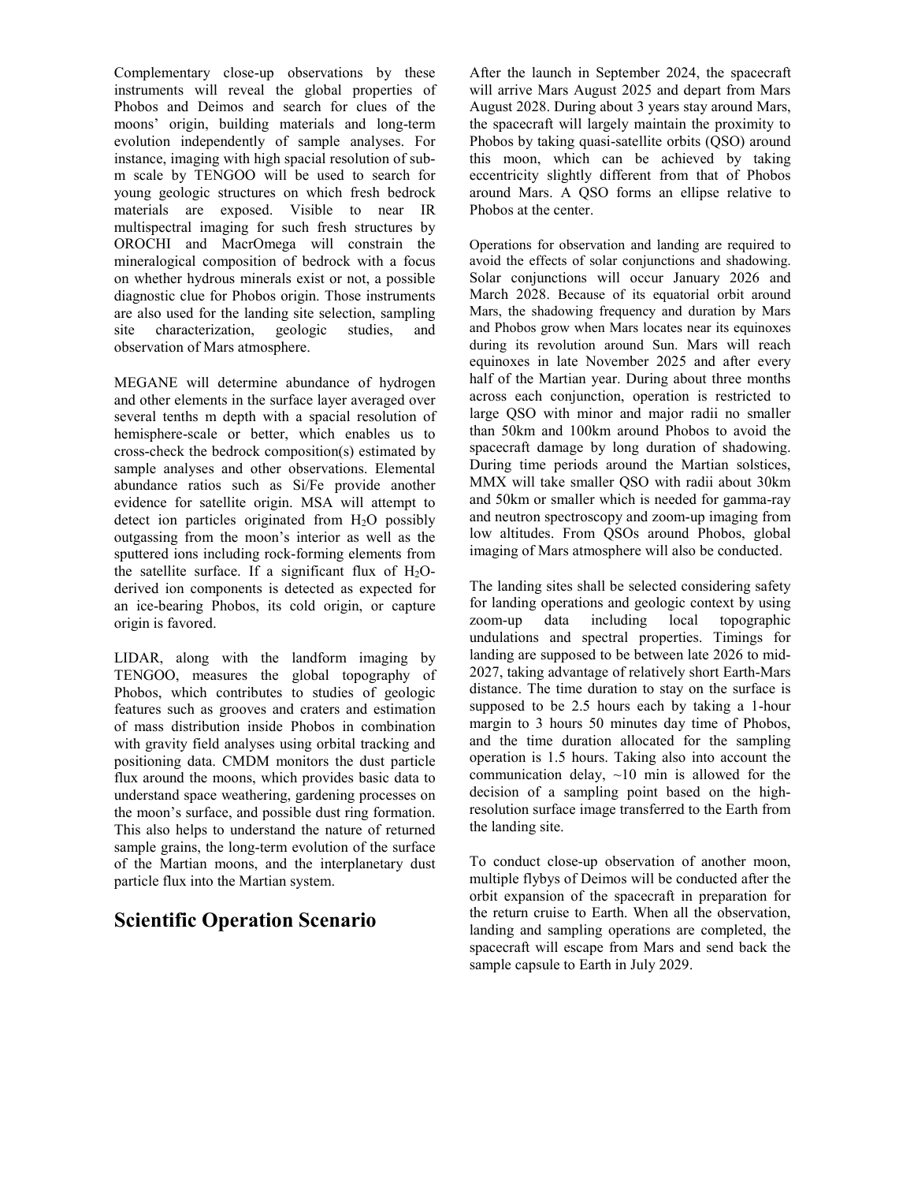Complementary close-up observations by these instruments will reveal the global properties of Phobos and Deimos and search for clues of the moons' origin, building materials and long-term evolution independently of sample analyses. For instance, imaging with high spacial resolution of sub-m scale by TENGOO will be used to search for young geologic structures on which fresh bedrock materials are exposed. Visible to near IR multispectral imaging for such fresh structures by OROCHI and MacrOmega will constrain the mineralogical composition of bedrock with a focus on whether hydrous minerals exist or not, a possible diagnostic clue for Phobos origin. Those instruments are also used for the landing site selection, sampling site characterization, geologic studies, and observation of Mars atmosphere.

MEGANE will determine abundance of hydrogen and other elements in the surface layer averaged over several tenths m depth with a spacial resolution of hemisphere-scale or better, which enables us to cross-check the bedrock composition(s) estimated by sample analyses and other observations. Elemental abundance ratios such as Si/Fe provide another evidence for satellite origin. MSA will attempt to detect ion particles originated from $H_2O$ possibly outgassing from the moon's interior as well as the sputtered ions including rock-forming elements from the satellite surface. If a significant flux of $H_2O$-derived ion components is detected as expected for an ice-bearing Phobos, its cold origin, or capture origin is favored.

LIDAR, along with the landform imaging by TENGOO, measures the global topography of Phobos, which contributes to studies of geologic features such as grooves and craters and estimation of mass distribution inside Phobos in combination with gravity field analyses using orbital tracking and positioning data. CMDM monitors the dust particle flux around the moons, which provides basic data to understand space weathering, gardening processes on the moon's surface, and possible dust ring formation. This also helps to understand the nature of returned sample grains, the long-term evolution of the surface of the Martian moons, and the interplanetary dust particle flux into the Martian system.

## Scientific Operation Scenario

After the launch in September 2024, the spacecraft will arrive Mars August 2025 and depart from Mars August 2028. During about 3 years stay around Mars, the spacecraft will largely maintain the proximity to Phobos by taking quasi-satellite orbits (QSO) around this moon, which can be achieved by taking eccentricity slightly different from that of Phobos around Mars. A QSO forms an ellipse relative to Phobos at the center.

Operations for observation and landing are required to avoid the effects of solar conjunctions and shadowing. Solar conjunctions will occur January 2026 and March 2028. Because of its equatorial orbit around Mars, the shadowing frequency and duration by Mars and Phobos grow when Mars locates near its equinoxes during its revolution around Sun. Mars will reach equinoxes in late November 2025 and after every half of the Martian year. During about three months across each conjunction, operation is restricted to large QSO with minor and major radii no smaller than 50km and 100km around Phobos to avoid the spacecraft damage by long duration of shadowing. During time periods around the Martian solstices, MMX will take smaller QSO with radii about 30km and 50km or smaller which is needed for gamma-ray and neutron spectroscopy and zoom-up imaging from low altitudes. From QSOs around Phobos, global imaging of Mars atmosphere will also be conducted.

The landing sites shall be selected considering safety for landing operations and geologic context by using zoom-up data including local topographic undulations and spectral properties. Timings for landing are supposed to be between late 2026 to mid-2027, taking advantage of relatively short Earth-Mars distance. The time duration to stay on the surface is supposed to be 2.5 hours each by taking a 1-hour margin to 3 hours 50 minutes day time of Phobos, and the time duration allocated for the sampling operation is 1.5 hours. Taking also into account the communication delay, ~10 min is allowed for the decision of a sampling point based on the high-resolution surface image transferred to the Earth from the landing site.

To conduct close-up observation of another moon, multiple flybys of Deimos will be conducted after the orbit expansion of the spacecraft in preparation for the return cruise to Earth. When all the observation, landing and sampling operations are completed, the spacecraft will escape from Mars and send back the sample capsule to Earth in July 2029.